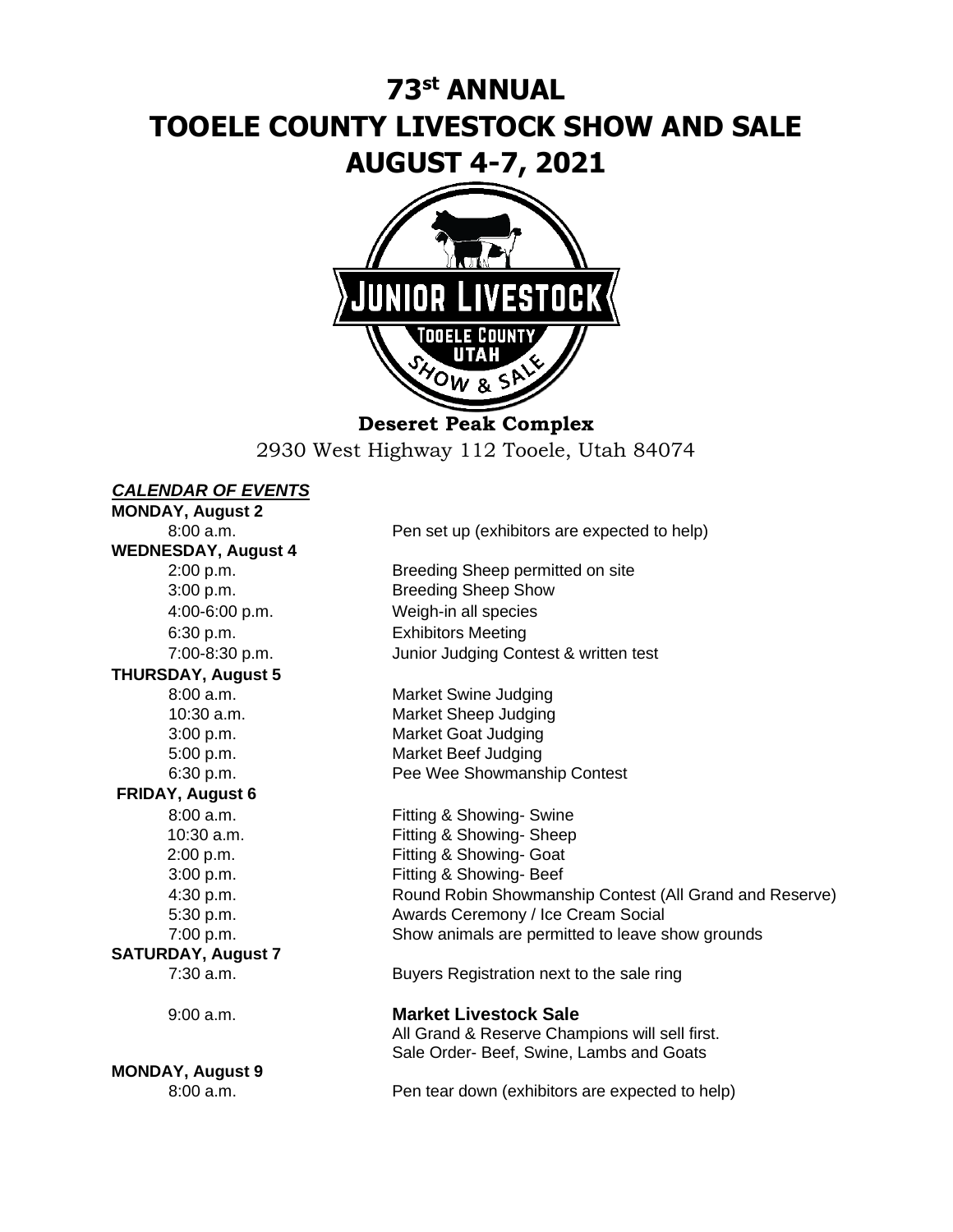# 73rd ANNUAL
# TOOELE COUNTY LIVESTOCK SHOW AND SALE
# AUGUST 4-7, 2021

**Deseret Peak Complex**

2930 West Highway 112 Tooele, Utah 84074

***CALENDAR OF EVENTS***

**MONDAY, August 2**

| | |
|---|---|
| 8:00 a.m. | Pen set up (exhibitors are expected to help) |

**WEDNESDAY, August 4**

| | |
|---|---|
| 2:00 p.m. | Breeding Sheep permitted on site |
| 3:00 p.m. | Breeding Sheep Show |
| 4:00-6:00 p.m. | Weigh-in all species |
| 6:30 p.m. | Exhibitors Meeting |
| 7:00-8:30 p.m. | Junior Judging Contest & written test |

**THURSDAY, August 5**

| | |
|---|---|
| 8:00 a.m. | Market Swine Judging |
| 10:30 a.m. | Market Sheep Judging |
| 3:00 p.m. | Market Goat Judging |
| 5:00 p.m. | Market Beef Judging |
| 6:30 p.m. | Pee Wee Showmanship Contest |

**FRIDAY, August 6**

| | |
|---|---|
| 8:00 a.m. | Fitting & Showing- Swine |
| 10:30 a.m. | Fitting & Showing- Sheep |
| 2:00 p.m. | Fitting & Showing- Goat |
| 3:00 p.m. | Fitting & Showing- Beef |
| 4:30 p.m. | Round Robin Showmanship Contest (All Grand and Reserve) |
| 5:30 p.m. | Awards Ceremony / Ice Cream Social |
| 7:00 p.m. | Show animals are permitted to leave show grounds |

**SATURDAY, August 7**

| | |
|---|---|
| 7:30 a.m. | Buyers Registration next to the sale ring |
| 9:00 a.m. | **Market Livestock Sale**<br>All Grand & Reserve Champions will sell first.<br>Sale Order- Beef, Swine, Lambs and Goats |

**MONDAY, August 9**

| | |
|---|---|
| 8:00 a.m. | Pen tear down (exhibitors are expected to help) |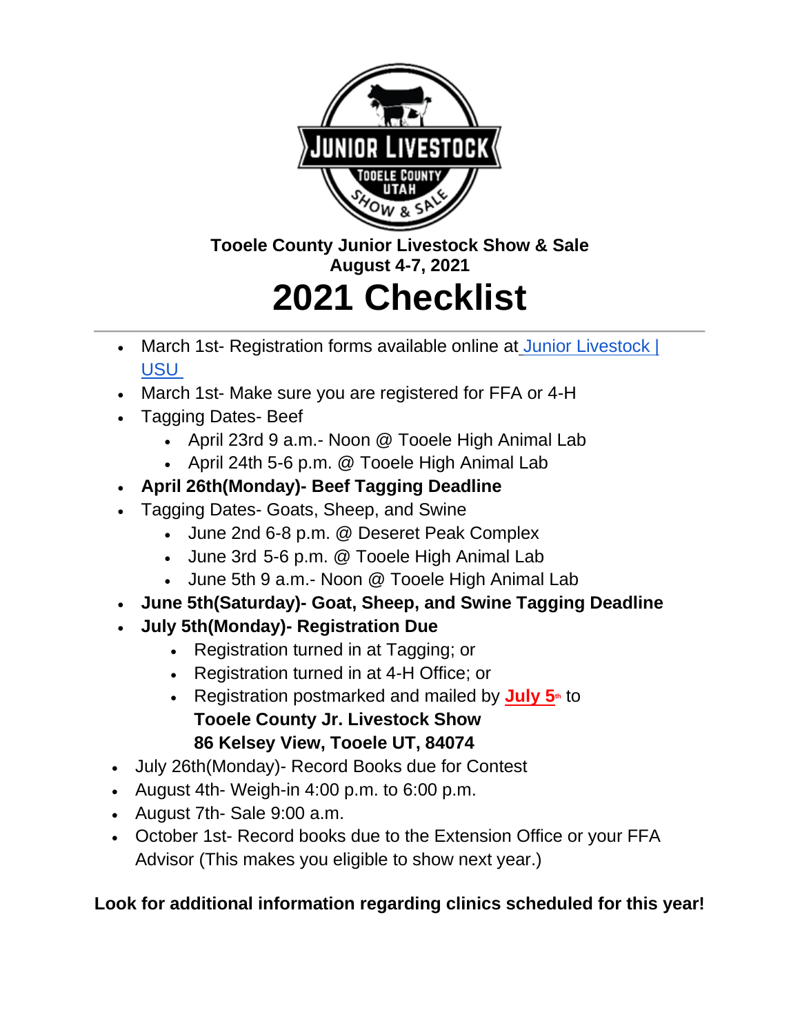**Tooele County Junior Livestock Show & Sale**
**August 4-7, 2021**

# 2021 Checklist

---

- March 1st- Registration forms available online at [Junior Livestock | USU](#)
- March 1st- Make sure you are registered for FFA or 4-H
- Tagging Dates- Beef
  - April 23rd 9 a.m.- Noon @ Tooele High Animal Lab
  - April 24th 5-6 p.m. @ Tooele High Animal Lab
- **April 26th(Monday)- Beef Tagging Deadline**
- Tagging Dates- Goats, Sheep, and Swine
  - June 2nd 6-8 p.m. @ Deseret Peak Complex
  - June 3rd 5-6 p.m. @ Tooele High Animal Lab
  - June 5th 9 a.m.- Noon @ Tooele High Animal Lab
- **June 5th(Saturday)- Goat, Sheep, and Swine Tagging Deadline**
- **July 5th(Monday)- Registration Due**
  - Registration turned in at Tagging; or
  - Registration turned in at 4-H Office; or
  - Registration postmarked and mailed by **July 5th** to
    **Tooele County Jr. Livestock Show**
    **86 Kelsey View, Tooele UT, 84074**
- July 26th(Monday)- Record Books due for Contest
- August 4th- Weigh-in 4:00 p.m. to 6:00 p.m.
- August 7th- Sale 9:00 a.m.
- October 1st- Record books due to the Extension Office or your FFA Advisor (This makes you eligible to show next year.)

**Look for additional information regarding clinics scheduled for this year!**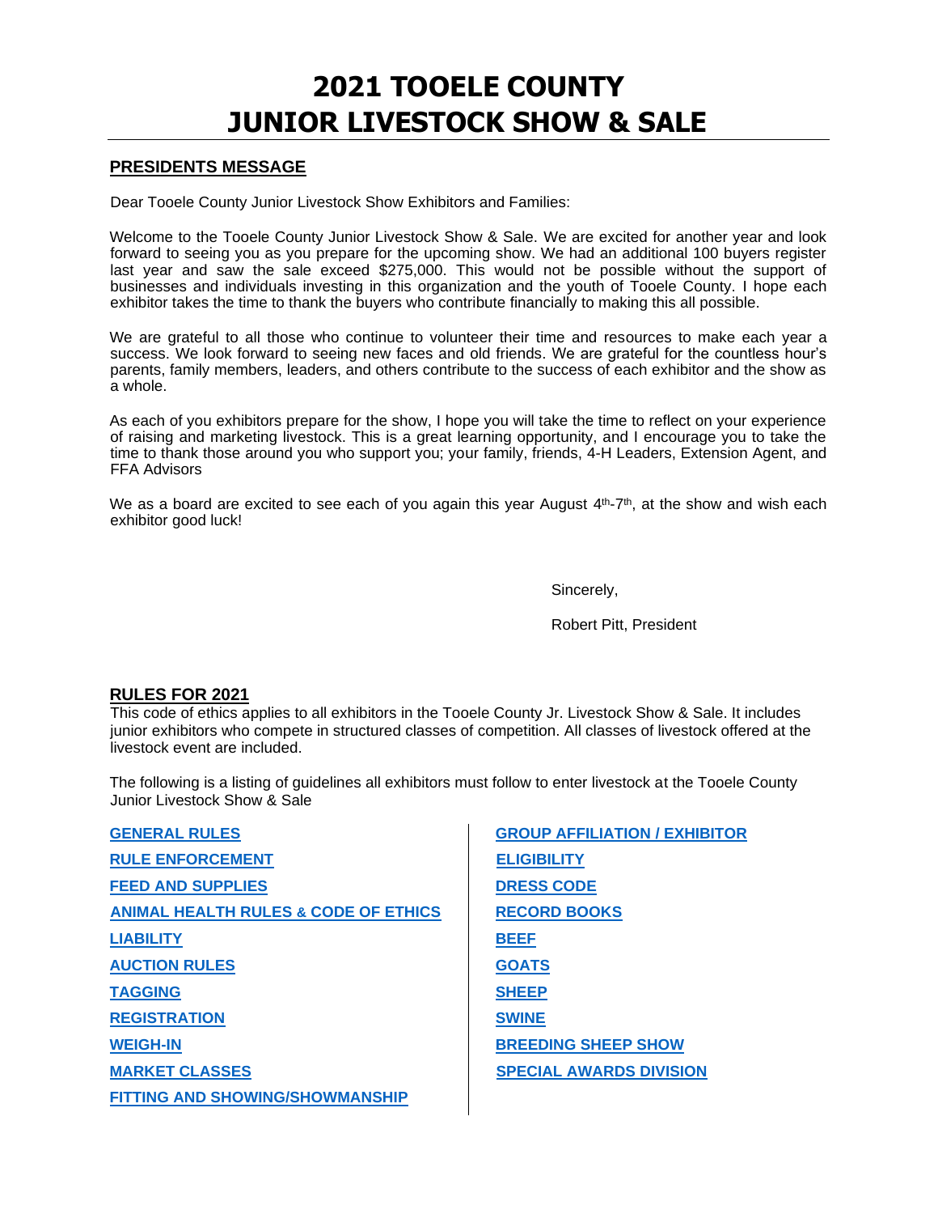# 2021 TOOELE COUNTY JUNIOR LIVESTOCK SHOW & SALE

## PRESIDENTS MESSAGE

Dear Tooele County Junior Livestock Show Exhibitors and Families:

Welcome to the Tooele County Junior Livestock Show & Sale. We are excited for another year and look forward to seeing you as you prepare for the upcoming show. We had an additional 100 buyers register last year and saw the sale exceed $275,000. This would not be possible without the support of businesses and individuals investing in this organization and the youth of Tooele County. I hope each exhibitor takes the time to thank the buyers who contribute financially to making this all possible.

We are grateful to all those who continue to volunteer their time and resources to make each year a success. We look forward to seeing new faces and old friends. We are grateful for the countless hour's parents, family members, leaders, and others contribute to the success of each exhibitor and the show as a whole.

As each of you exhibitors prepare for the show, I hope you will take the time to reflect on your experience of raising and marketing livestock. This is a great learning opportunity, and I encourage you to take the time to thank those around you who support you; your family, friends, 4-H Leaders, Extension Agent, and FFA Advisors

We as a board are excited to see each of you again this year August 4th-7th, at the show and wish each exhibitor good luck!

Sincerely,

Robert Pitt, President

## RULES FOR 2021

This code of ethics applies to all exhibitors in the Tooele County Jr. Livestock Show & Sale. It includes junior exhibitors who compete in structured classes of competition. All classes of livestock offered at the livestock event are included.

The following is a listing of guidelines all exhibitors must follow to enter livestock at the Tooele County Junior Livestock Show & Sale

- GENERAL RULES
- RULE ENFORCEMENT
- FEED AND SUPPLIES
- ANIMAL HEALTH RULES & CODE OF ETHICS
- LIABILITY
- AUCTION RULES
- TAGGING
- REGISTRATION
- WEIGH-IN
- MARKET CLASSES
- FITTING AND SHOWING/SHOWMANSHIP
- GROUP AFFILIATION / EXHIBITOR
- ELIGIBILITY
- DRESS CODE
- RECORD BOOKS
- BEEF
- GOATS
- SHEEP
- SWINE
- BREEDING SHEEP SHOW
- SPECIAL AWARDS DIVISION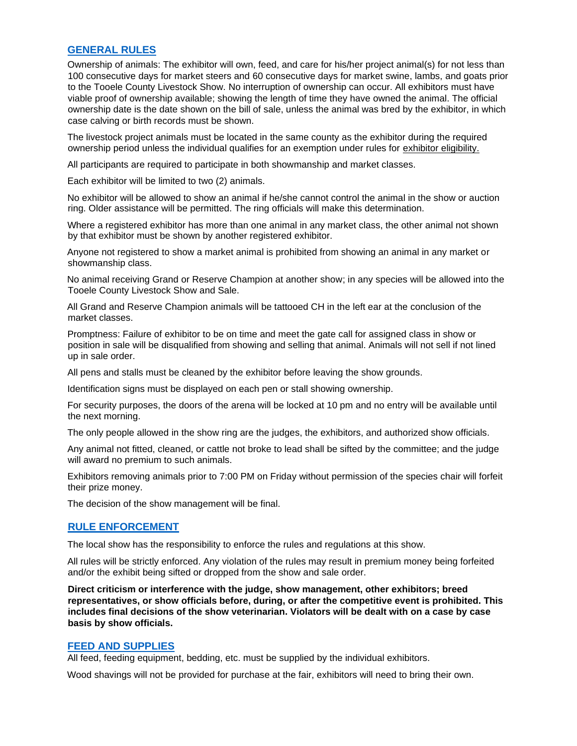## GENERAL RULES

Ownership of animals: The exhibitor will own, feed, and care for his/her project animal(s) for not less than 100 consecutive days for market steers and 60 consecutive days for market swine, lambs, and goats prior to the Tooele County Livestock Show. No interruption of ownership can occur. All exhibitors must have viable proof of ownership available; showing the length of time they have owned the animal. The official ownership date is the date shown on the bill of sale, unless the animal was bred by the exhibitor, in which case calving or birth records must be shown.

The livestock project animals must be located in the same county as the exhibitor during the required ownership period unless the individual qualifies for an exemption under rules for exhibitor eligibility.

All participants are required to participate in both showmanship and market classes.

Each exhibitor will be limited to two (2) animals.

No exhibitor will be allowed to show an animal if he/she cannot control the animal in the show or auction ring. Older assistance will be permitted. The ring officials will make this determination.

Where a registered exhibitor has more than one animal in any market class, the other animal not shown by that exhibitor must be shown by another registered exhibitor.

Anyone not registered to show a market animal is prohibited from showing an animal in any market or showmanship class.

No animal receiving Grand or Reserve Champion at another show; in any species will be allowed into the Tooele County Livestock Show and Sale.

All Grand and Reserve Champion animals will be tattooed CH in the left ear at the conclusion of the market classes.

Promptness: Failure of exhibitor to be on time and meet the gate call for assigned class in show or position in sale will be disqualified from showing and selling that animal. Animals will not sell if not lined up in sale order.

All pens and stalls must be cleaned by the exhibitor before leaving the show grounds.

Identification signs must be displayed on each pen or stall showing ownership.

For security purposes, the doors of the arena will be locked at 10 pm and no entry will be available until the next morning.

The only people allowed in the show ring are the judges, the exhibitors, and authorized show officials.

Any animal not fitted, cleaned, or cattle not broke to lead shall be sifted by the committee; and the judge will award no premium to such animals.

Exhibitors removing animals prior to 7:00 PM on Friday without permission of the species chair will forfeit their prize money.

The decision of the show management will be final.

## RULE ENFORCEMENT

The local show has the responsibility to enforce the rules and regulations at this show.

All rules will be strictly enforced. Any violation of the rules may result in premium money being forfeited and/or the exhibit being sifted or dropped from the show and sale order.

**Direct criticism or interference with the judge, show management, other exhibitors; breed representatives, or show officials before, during, or after the competitive event is prohibited. This includes final decisions of the show veterinarian. Violators will be dealt with on a case by case basis by show officials.**

## FEED AND SUPPLIES

All feed, feeding equipment, bedding, etc. must be supplied by the individual exhibitors.

Wood shavings will not be provided for purchase at the fair, exhibitors will need to bring their own.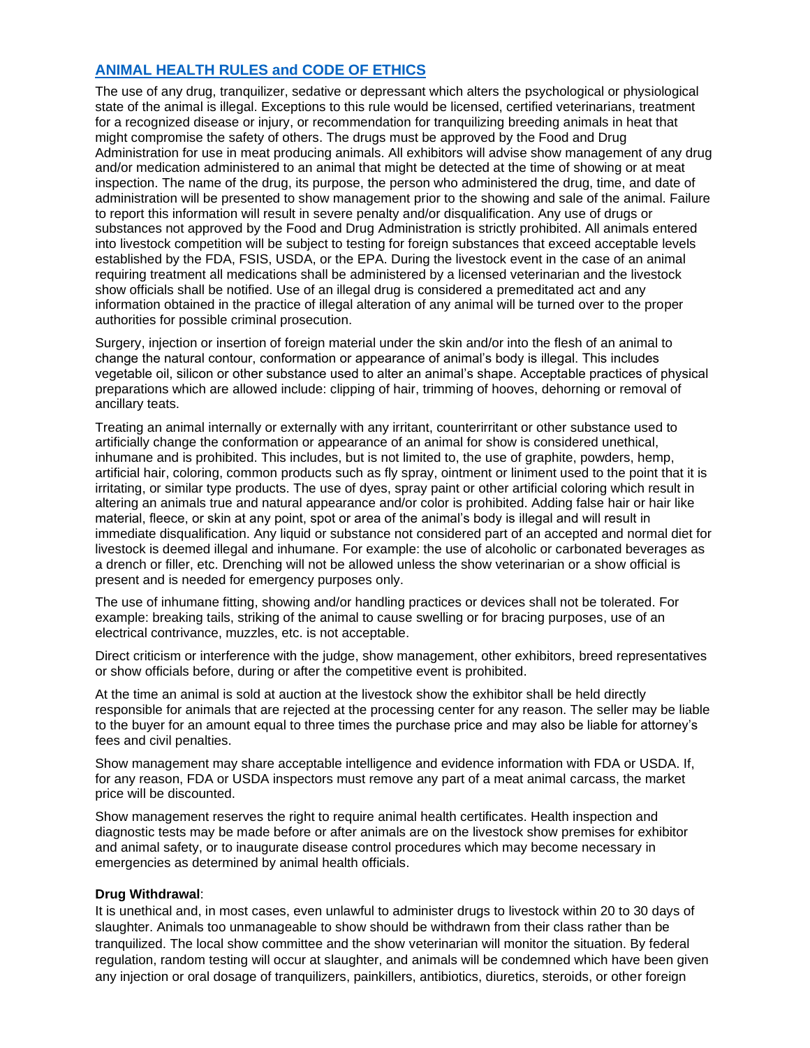## ANIMAL HEALTH RULES and CODE OF ETHICS

The use of any drug, tranquilizer, sedative or depressant which alters the psychological or physiological state of the animal is illegal. Exceptions to this rule would be licensed, certified veterinarians, treatment for a recognized disease or injury, or recommendation for tranquilizing breeding animals in heat that might compromise the safety of others. The drugs must be approved by the Food and Drug Administration for use in meat producing animals. All exhibitors will advise show management of any drug and/or medication administered to an animal that might be detected at the time of showing or at meat inspection. The name of the drug, its purpose, the person who administered the drug, time, and date of administration will be presented to show management prior to the showing and sale of the animal. Failure to report this information will result in severe penalty and/or disqualification. Any use of drugs or substances not approved by the Food and Drug Administration is strictly prohibited. All animals entered into livestock competition will be subject to testing for foreign substances that exceed acceptable levels established by the FDA, FSIS, USDA, or the EPA. During the livestock event in the case of an animal requiring treatment all medications shall be administered by a licensed veterinarian and the livestock show officials shall be notified. Use of an illegal drug is considered a premeditated act and any information obtained in the practice of illegal alteration of any animal will be turned over to the proper authorities for possible criminal prosecution.

Surgery, injection or insertion of foreign material under the skin and/or into the flesh of an animal to change the natural contour, conformation or appearance of animal's body is illegal. This includes vegetable oil, silicon or other substance used to alter an animal's shape. Acceptable practices of physical preparations which are allowed include: clipping of hair, trimming of hooves, dehorning or removal of ancillary teats.

Treating an animal internally or externally with any irritant, counterirritant or other substance used to artificially change the conformation or appearance of an animal for show is considered unethical, inhumane and is prohibited. This includes, but is not limited to, the use of graphite, powders, hemp, artificial hair, coloring, common products such as fly spray, ointment or liniment used to the point that it is irritating, or similar type products. The use of dyes, spray paint or other artificial coloring which result in altering an animals true and natural appearance and/or color is prohibited. Adding false hair or hair like material, fleece, or skin at any point, spot or area of the animal's body is illegal and will result in immediate disqualification. Any liquid or substance not considered part of an accepted and normal diet for livestock is deemed illegal and inhumane. For example: the use of alcoholic or carbonated beverages as a drench or filler, etc. Drenching will not be allowed unless the show veterinarian or a show official is present and is needed for emergency purposes only.

The use of inhumane fitting, showing and/or handling practices or devices shall not be tolerated. For example: breaking tails, striking of the animal to cause swelling or for bracing purposes, use of an electrical contrivance, muzzles, etc. is not acceptable.

Direct criticism or interference with the judge, show management, other exhibitors, breed representatives or show officials before, during or after the competitive event is prohibited.

At the time an animal is sold at auction at the livestock show the exhibitor shall be held directly responsible for animals that are rejected at the processing center for any reason. The seller may be liable to the buyer for an amount equal to three times the purchase price and may also be liable for attorney's fees and civil penalties.

Show management may share acceptable intelligence and evidence information with FDA or USDA. If, for any reason, FDA or USDA inspectors must remove any part of a meat animal carcass, the market price will be discounted.

Show management reserves the right to require animal health certificates. Health inspection and diagnostic tests may be made before or after animals are on the livestock show premises for exhibitor and animal safety, or to inaugurate disease control procedures which may become necessary in emergencies as determined by animal health officials.

**Drug Withdrawal**:

It is unethical and, in most cases, even unlawful to administer drugs to livestock within 20 to 30 days of slaughter. Animals too unmanageable to show should be withdrawn from their class rather than be tranquilized. The local show committee and the show veterinarian will monitor the situation. By federal regulation, random testing will occur at slaughter, and animals will be condemned which have been given any injection or oral dosage of tranquilizers, painkillers, antibiotics, diuretics, steroids, or other foreign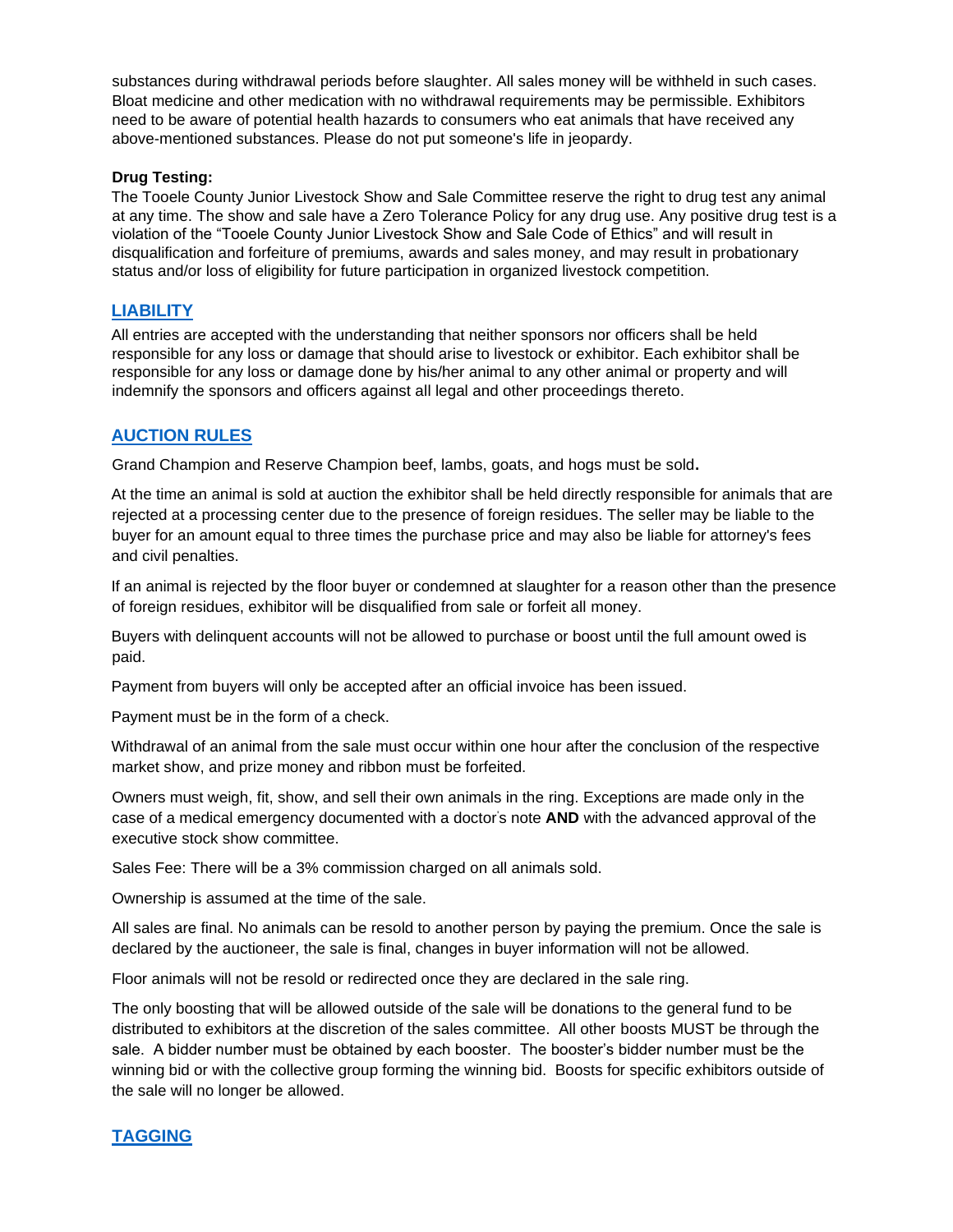substances during withdrawal periods before slaughter. All sales money will be withheld in such cases. Bloat medicine and other medication with no withdrawal requirements may be permissible. Exhibitors need to be aware of potential health hazards to consumers who eat animals that have received any above-mentioned substances. Please do not put someone's life in jeopardy.

**Drug Testing:**

The Tooele County Junior Livestock Show and Sale Committee reserve the right to drug test any animal at any time. The show and sale have a Zero Tolerance Policy for any drug use. Any positive drug test is a violation of the "Tooele County Junior Livestock Show and Sale Code of Ethics" and will result in disqualification and forfeiture of premiums, awards and sales money, and may result in probationary status and/or loss of eligibility for future participation in organized livestock competition.

## LIABILITY

All entries are accepted with the understanding that neither sponsors nor officers shall be held responsible for any loss or damage that should arise to livestock or exhibitor. Each exhibitor shall be responsible for any loss or damage done by his/her animal to any other animal or property and will indemnify the sponsors and officers against all legal and other proceedings thereto.

## AUCTION RULES

Grand Champion and Reserve Champion beef, lambs, goats, and hogs must be sold**.**

At the time an animal is sold at auction the exhibitor shall be held directly responsible for animals that are rejected at a processing center due to the presence of foreign residues. The seller may be liable to the buyer for an amount equal to three times the purchase price and may also be liable for attorney's fees and civil penalties.

If an animal is rejected by the floor buyer or condemned at slaughter for a reason other than the presence of foreign residues, exhibitor will be disqualified from sale or forfeit all money.

Buyers with delinquent accounts will not be allowed to purchase or boost until the full amount owed is paid.

Payment from buyers will only be accepted after an official invoice has been issued.

Payment must be in the form of a check.

Withdrawal of an animal from the sale must occur within one hour after the conclusion of the respective market show, and prize money and ribbon must be forfeited.

Owners must weigh, fit, show, and sell their own animals in the ring. Exceptions are made only in the case of a medical emergency documented with a doctor's note **AND** with the advanced approval of the executive stock show committee.

Sales Fee: There will be a 3% commission charged on all animals sold.

Ownership is assumed at the time of the sale.

All sales are final. No animals can be resold to another person by paying the premium. Once the sale is declared by the auctioneer, the sale is final, changes in buyer information will not be allowed.

Floor animals will not be resold or redirected once they are declared in the sale ring.

The only boosting that will be allowed outside of the sale will be donations to the general fund to be distributed to exhibitors at the discretion of the sales committee. All other boosts MUST be through the sale. A bidder number must be obtained by each booster. The booster's bidder number must be the winning bid or with the collective group forming the winning bid. Boosts for specific exhibitors outside of the sale will no longer be allowed.

## TAGGING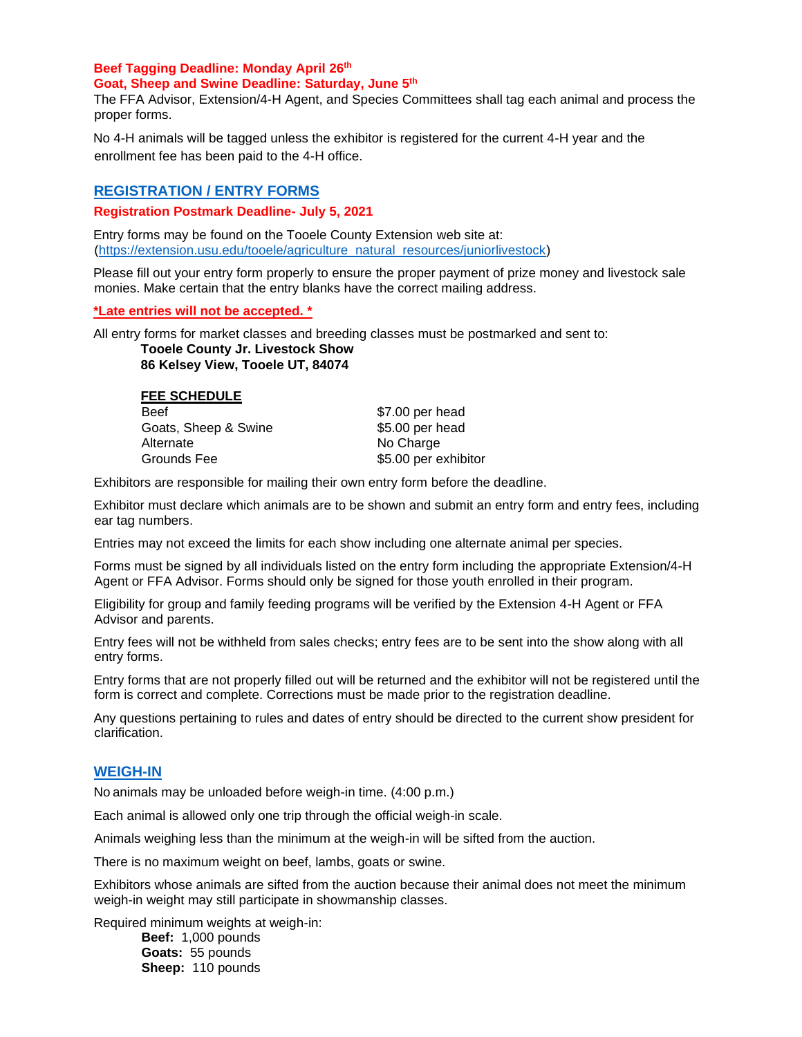**Beef Tagging Deadline: Monday April 26th**
**Goat, Sheep and Swine Deadline: Saturday, June 5th**

The FFA Advisor, Extension/4-H Agent, and Species Committees shall tag each animal and process the proper forms.

No 4-H animals will be tagged unless the exhibitor is registered for the current 4-H year and the enrollment fee has been paid to the 4-H office.

## REGISTRATION / ENTRY FORMS

**Registration Postmark Deadline- July 5, 2021**

Entry forms may be found on the Tooele County Extension web site at: (https://extension.usu.edu/tooele/agriculture_natural_resources/juniorlivestock)

Please fill out your entry form properly to ensure the proper payment of prize money and livestock sale monies. Make certain that the entry blanks have the correct mailing address.

**\*Late entries will not be accepted. \***

All entry forms for market classes and breeding classes must be postmarked and sent to:

**Tooele County Jr. Livestock Show**
**86 Kelsey View, Tooele UT, 84074**

**FEE SCHEDULE**

| | |
|---|---|
| Beef | $7.00 per head |
| Goats, Sheep & Swine | $5.00 per head |
| Alternate | No Charge |
| Grounds Fee | $5.00 per exhibitor |

Exhibitors are responsible for mailing their own entry form before the deadline.

Exhibitor must declare which animals are to be shown and submit an entry form and entry fees, including ear tag numbers.

Entries may not exceed the limits for each show including one alternate animal per species.

Forms must be signed by all individuals listed on the entry form including the appropriate Extension/4-H Agent or FFA Advisor. Forms should only be signed for those youth enrolled in their program.

Eligibility for group and family feeding programs will be verified by the Extension 4-H Agent or FFA Advisor and parents.

Entry fees will not be withheld from sales checks; entry fees are to be sent into the show along with all entry forms.

Entry forms that are not properly filled out will be returned and the exhibitor will not be registered until the form is correct and complete. Corrections must be made prior to the registration deadline.

Any questions pertaining to rules and dates of entry should be directed to the current show president for clarification.

## WEIGH-IN

No animals may be unloaded before weigh-in time. (4:00 p.m.)

Each animal is allowed only one trip through the official weigh-in scale.

Animals weighing less than the minimum at the weigh-in will be sifted from the auction.

There is no maximum weight on beef, lambs, goats or swine.

Exhibitors whose animals are sifted from the auction because their animal does not meet the minimum weigh-in weight may still participate in showmanship classes.

Required minimum weights at weigh-in:

**Beef:** 1,000 pounds
**Goats:** 55 pounds
**Sheep:** 110 pounds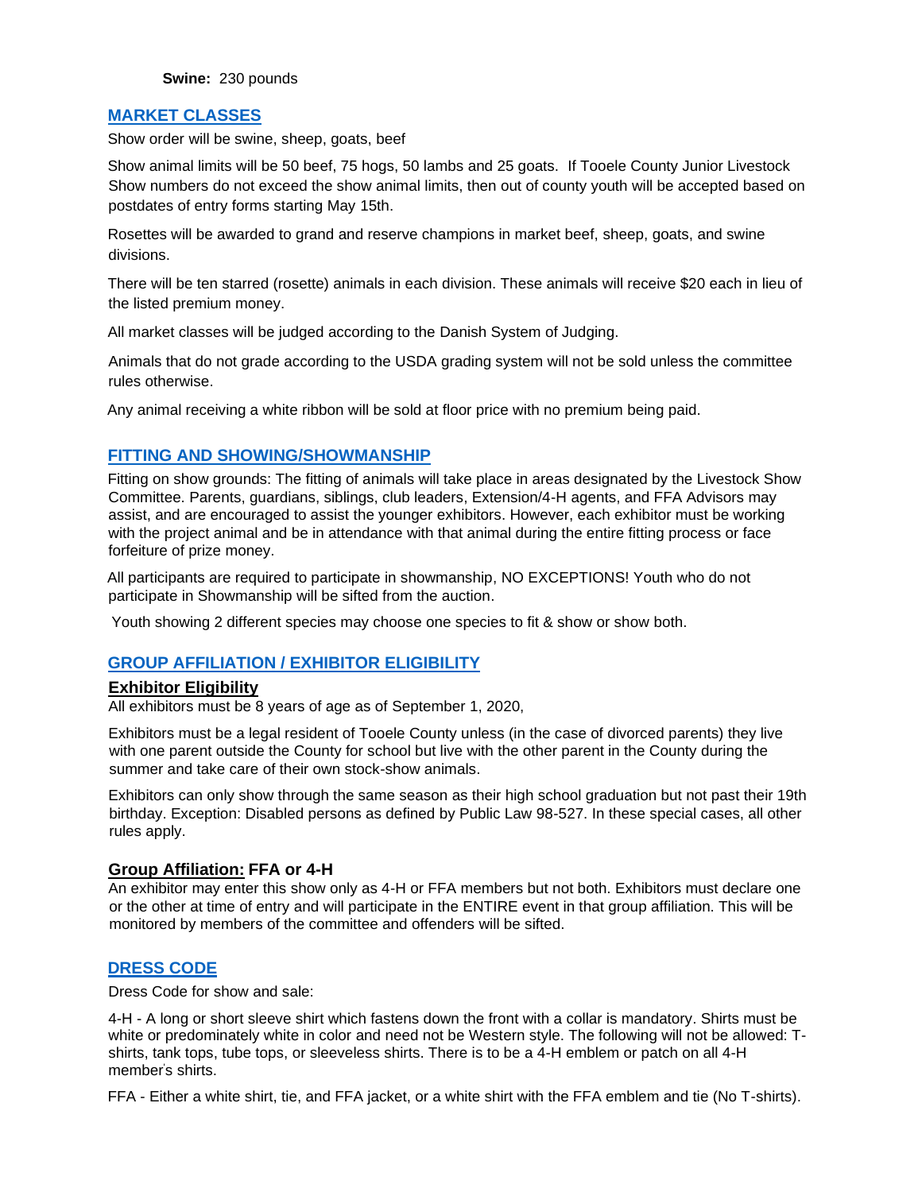**Swine:** 230 pounds

## MARKET CLASSES

Show order will be swine, sheep, goats, beef

Show animal limits will be 50 beef, 75 hogs, 50 lambs and 25 goats. If Tooele County Junior Livestock Show numbers do not exceed the show animal limits, then out of county youth will be accepted based on postdates of entry forms starting May 15th.

Rosettes will be awarded to grand and reserve champions in market beef, sheep, goats, and swine divisions.

There will be ten starred (rosette) animals in each division. These animals will receive $20 each in lieu of the listed premium money.

All market classes will be judged according to the Danish System of Judging.

Animals that do not grade according to the USDA grading system will not be sold unless the committee rules otherwise.

Any animal receiving a white ribbon will be sold at floor price with no premium being paid.

## FITTING AND SHOWING/SHOWMANSHIP

Fitting on show grounds: The fitting of animals will take place in areas designated by the Livestock Show Committee. Parents, guardians, siblings, club leaders, Extension/4-H agents, and FFA Advisors may assist, and are encouraged to assist the younger exhibitors. However, each exhibitor must be working with the project animal and be in attendance with that animal during the entire fitting process or face forfeiture of prize money.

All participants are required to participate in showmanship, NO EXCEPTIONS! Youth who do not participate in Showmanship will be sifted from the auction.

Youth showing 2 different species may choose one species to fit & show or show both.

## GROUP AFFILIATION / EXHIBITOR ELIGIBILITY

### Exhibitor Eligibility

All exhibitors must be 8 years of age as of September 1, 2020,

Exhibitors must be a legal resident of Tooele County unless (in the case of divorced parents) they live with one parent outside the County for school but live with the other parent in the County during the summer and take care of their own stock-show animals.

Exhibitors can only show through the same season as their high school graduation but not past their 19th birthday. Exception: Disabled persons as defined by Public Law 98-527. In these special cases, all other rules apply.

### Group Affiliation: FFA or 4-H

An exhibitor may enter this show only as 4-H or FFA members but not both. Exhibitors must declare one or the other at time of entry and will participate in the ENTIRE event in that group affiliation. This will be monitored by members of the committee and offenders will be sifted.

## DRESS CODE

Dress Code for show and sale:

4-H - A long or short sleeve shirt which fastens down the front with a collar is mandatory. Shirts must be white or predominately white in color and need not be Western style. The following will not be allowed: T-shirts, tank tops, tube tops, or sleeveless shirts. There is to be a 4-H emblem or patch on all 4-H member's shirts.

FFA - Either a white shirt, tie, and FFA jacket, or a white shirt with the FFA emblem and tie (No T-shirts).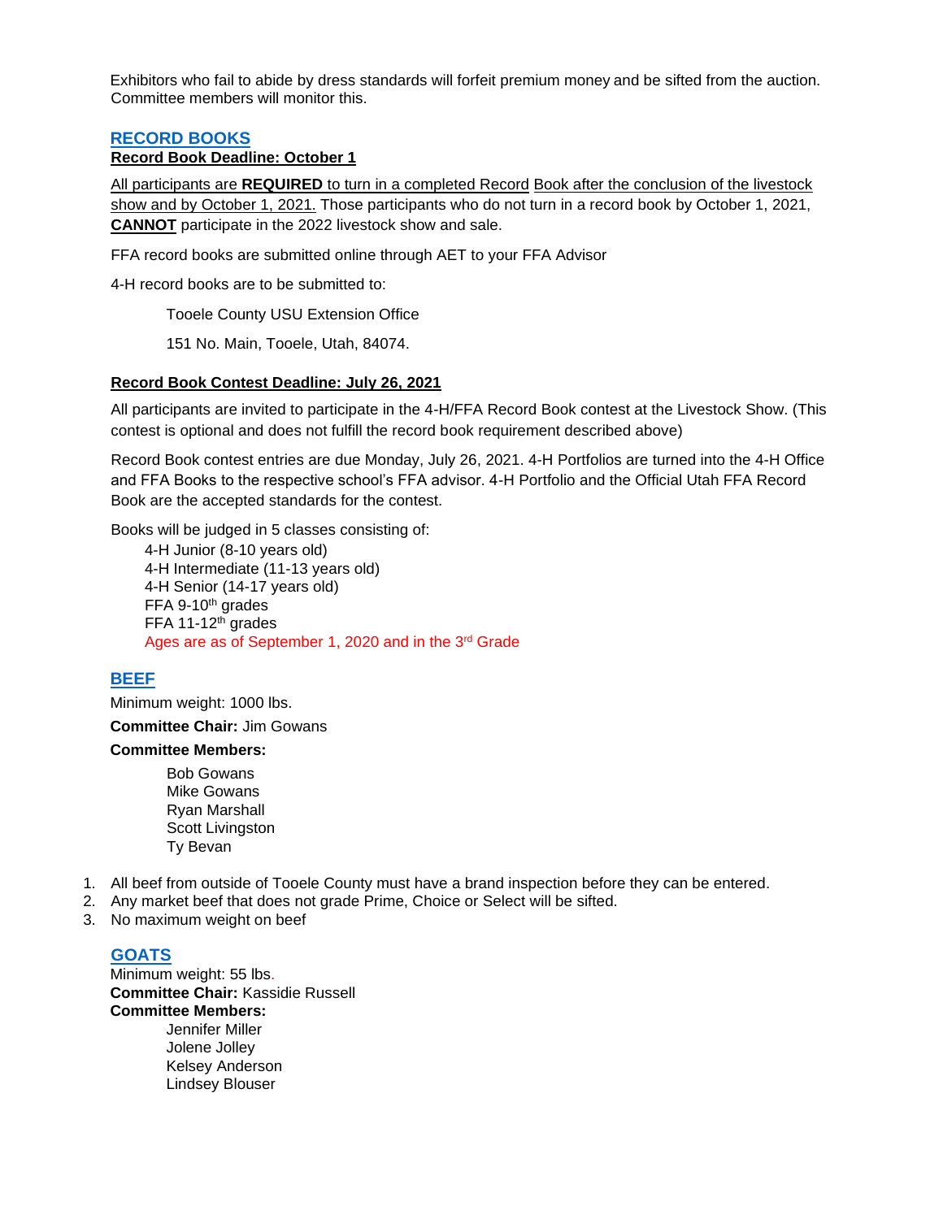Exhibitors who fail to abide by dress standards will forfeit premium money and be sifted from the auction. Committee members will monitor this.

## RECORD BOOKS

**Record Book Deadline: October 1**

All participants are **REQUIRED** to turn in a completed Record Book after the conclusion of the livestock show and by October 1, 2021. Those participants who do not turn in a record book by October 1, 2021, **CANNOT** participate in the 2022 livestock show and sale.

FFA record books are submitted online through AET to your FFA Advisor

4-H record books are to be submitted to:

> Tooele County USU Extension Office
>
> 151 No. Main, Tooele, Utah, 84074.

**Record Book Contest Deadline: July 26, 2021**

All participants are invited to participate in the 4-H/FFA Record Book contest at the Livestock Show. (This contest is optional and does not fulfill the record book requirement described above)

Record Book contest entries are due Monday, July 26, 2021. 4-H Portfolios are turned into the 4-H Office and FFA Books to the respective school's FFA advisor. 4-H Portfolio and the Official Utah FFA Record Book are the accepted standards for the contest.

Books will be judged in 5 classes consisting of:

- 4-H Junior (8-10 years old)
- 4-H Intermediate (11-13 years old)
- 4-H Senior (14-17 years old)
- FFA 9-10th grades
- FFA 11-12th grades

Ages are as of September 1, 2020 and in the 3rd Grade

## BEEF

Minimum weight: 1000 lbs.

**Committee Chair:** Jim Gowans

**Committee Members:**

- Bob Gowans
- Mike Gowans
- Ryan Marshall
- Scott Livingston
- Ty Bevan

1. All beef from outside of Tooele County must have a brand inspection before they can be entered.
2. Any market beef that does not grade Prime, Choice or Select will be sifted.
3. No maximum weight on beef

## GOATS

Minimum weight: 55 lbs.

**Committee Chair:** Kassidie Russell

**Committee Members:**

- Jennifer Miller
- Jolene Jolley
- Kelsey Anderson
- Lindsey Blouser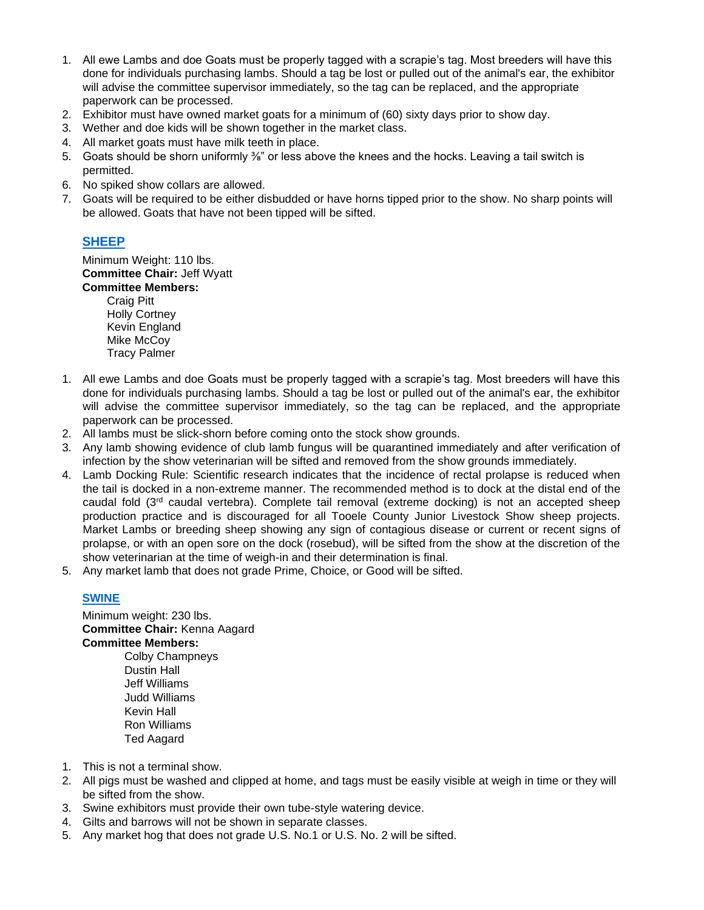1. All ewe Lambs and doe Goats must be properly tagged with a scrapie's tag. Most breeders will have this done for individuals purchasing lambs. Should a tag be lost or pulled out of the animal's ear, the exhibitor will advise the committee supervisor immediately, so the tag can be replaced, and the appropriate paperwork can be processed.
2. Exhibitor must have owned market goats for a minimum of (60) sixty days prior to show day.
3. Wether and doe kids will be shown together in the market class.
4. All market goats must have milk teeth in place.
5. Goats should be shorn uniformly ⅜" or less above the knees and the hocks. Leaving a tail switch is permitted.
6. No spiked show collars are allowed.
7. Goats will be required to be either disbudded or have horns tipped prior to the show. No sharp points will be allowed. Goats that have not been tipped will be sifted.

## SHEEP

Minimum Weight: 110 lbs.
**Committee Chair:** Jeff Wyatt
**Committee Members:**

Craig Pitt
Holly Cortney
Kevin England
Mike McCoy
Tracy Palmer

1. All ewe Lambs and doe Goats must be properly tagged with a scrapie's tag. Most breeders will have this done for individuals purchasing lambs. Should a tag be lost or pulled out of the animal's ear, the exhibitor will advise the committee supervisor immediately, so the tag can be replaced, and the appropriate paperwork can be processed.
2. All lambs must be slick-shorn before coming onto the stock show grounds.
3. Any lamb showing evidence of club lamb fungus will be quarantined immediately and after verification of infection by the show veterinarian will be sifted and removed from the show grounds immediately.
4. Lamb Docking Rule: Scientific research indicates that the incidence of rectal prolapse is reduced when the tail is docked in a non-extreme manner. The recommended method is to dock at the distal end of the caudal fold (3rd caudal vertebra). Complete tail removal (extreme docking) is not an accepted sheep production practice and is discouraged for all Tooele County Junior Livestock Show sheep projects. Market Lambs or breeding sheep showing any sign of contagious disease or current or recent signs of prolapse, or with an open sore on the dock (rosebud), will be sifted from the show at the discretion of the show veterinarian at the time of weigh-in and their determination is final.
5. Any market lamb that does not grade Prime, Choice, or Good will be sifted.

## SWINE

Minimum weight: 230 lbs.
**Committee Chair:** Kenna Aagard
**Committee Members:**

Colby Champneys
Dustin Hall
Jeff Williams
Judd Williams
Kevin Hall
Ron Williams
Ted Aagard

1. This is not a terminal show.
2. All pigs must be washed and clipped at home, and tags must be easily visible at weigh in time or they will be sifted from the show.
3. Swine exhibitors must provide their own tube-style watering device.
4. Gilts and barrows will not be shown in separate classes.
5. Any market hog that does not grade U.S. No.1 or U.S. No. 2 will be sifted.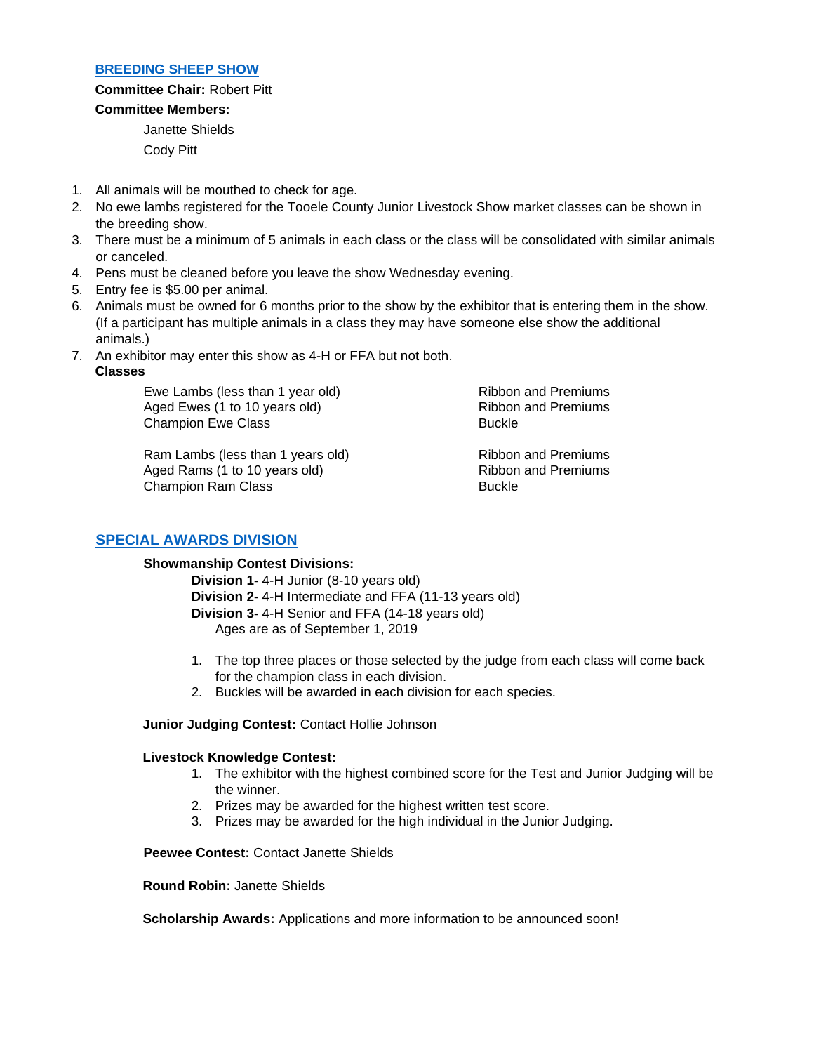## BREEDING SHEEP SHOW

**Committee Chair:** Robert Pitt

**Committee Members:**

Janette Shields

Cody Pitt

1. All animals will be mouthed to check for age.
2. No ewe lambs registered for the Tooele County Junior Livestock Show market classes can be shown in the breeding show.
3. There must be a minimum of 5 animals in each class or the class will be consolidated with similar animals or canceled.
4. Pens must be cleaned before you leave the show Wednesday evening.
5. Entry fee is $5.00 per animal.
6. Animals must be owned for 6 months prior to the show by the exhibitor that is entering them in the show. (If a participant has multiple animals in a class they may have someone else show the additional animals.)
7. An exhibitor may enter this show as 4-H or FFA but not both.

**Classes**

| | |
|---|---|
| Ewe Lambs (less than 1 year old) | Ribbon and Premiums |
| Aged Ewes (1 to 10 years old) | Ribbon and Premiums |
| Champion Ewe Class | Buckle |
| | |
| Ram Lambs (less than 1 years old) | Ribbon and Premiums |
| Aged Rams (1 to 10 years old) | Ribbon and Premiums |
| Champion Ram Class | Buckle |

## SPECIAL AWARDS DIVISION

**Showmanship Contest Divisions:**

**Division 1-** 4-H Junior (8-10 years old)
**Division 2-** 4-H Intermediate and FFA (11-13 years old)
**Division 3-** 4-H Senior and FFA (14-18 years old)
Ages are as of September 1, 2019

1. The top three places or those selected by the judge from each class will come back for the champion class in each division.
2. Buckles will be awarded in each division for each species.

**Junior Judging Contest:** Contact Hollie Johnson

**Livestock Knowledge Contest:**

1. The exhibitor with the highest combined score for the Test and Junior Judging will be the winner.
2. Prizes may be awarded for the highest written test score.
3. Prizes may be awarded for the high individual in the Junior Judging.

**Peewee Contest:** Contact Janette Shields

**Round Robin:** Janette Shields

**Scholarship Awards:** Applications and more information to be announced soon!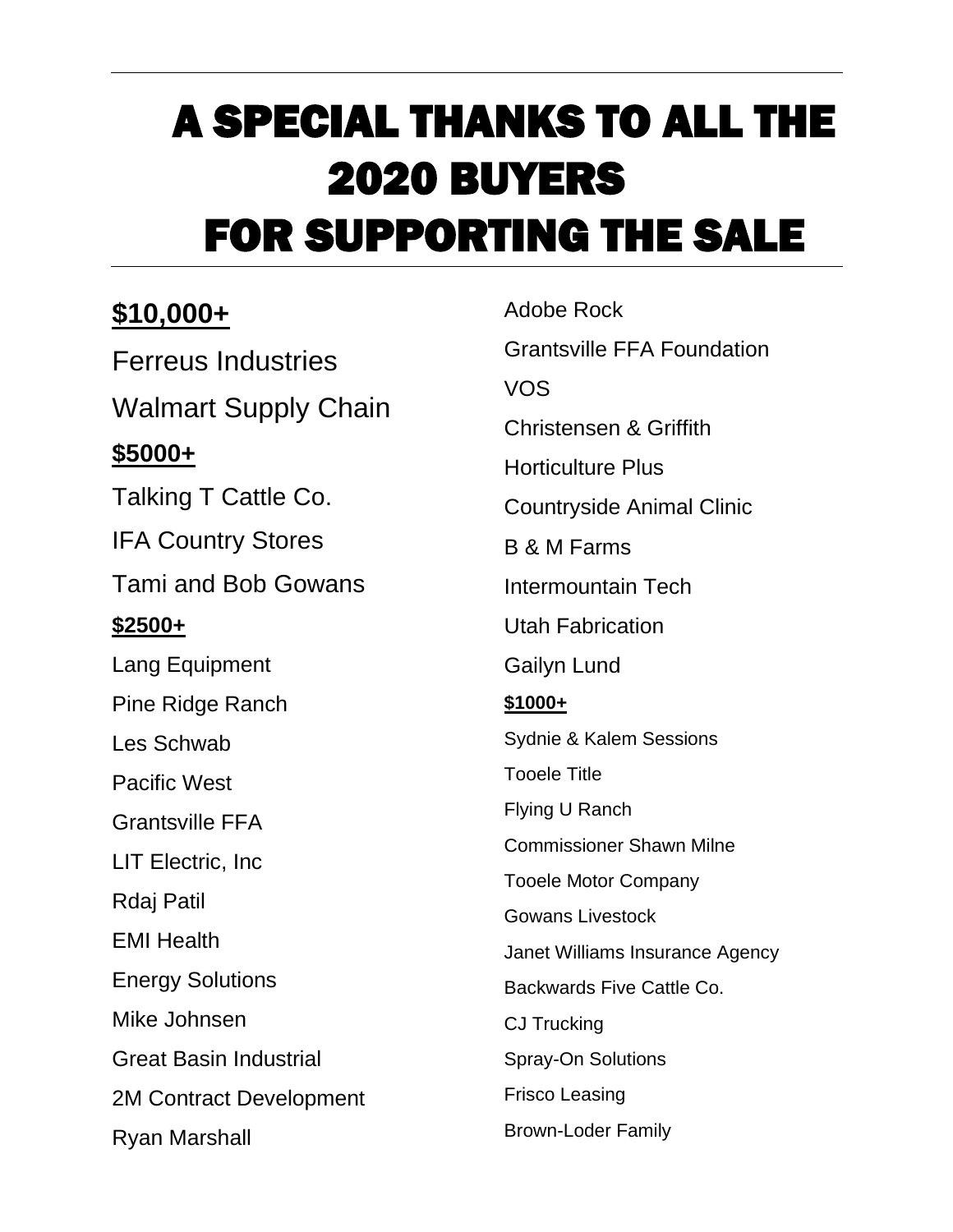# A SPECIAL THANKS TO ALL THE 2020 BUYERS FOR SUPPORTING THE SALE

## $10,000+

Ferreus Industries

Walmart Supply Chain

### $5000+

Talking T Cattle Co.

IFA Country Stores

Tami and Bob Gowans

### $2500+

Lang Equipment

Pine Ridge Ranch

Les Schwab

Pacific West

Grantsville FFA

LIT Electric, Inc

Rdaj Patil

EMI Health

Energy Solutions

Mike Johnsen

Great Basin Industrial

2M Contract Development

Ryan Marshall

Adobe Rock

Grantsville FFA Foundation

VOS

Christensen & Griffith

Horticulture Plus

Countryside Animal Clinic

B & M Farms

Intermountain Tech

Utah Fabrication

Gailyn Lund

### $1000+

Sydnie & Kalem Sessions

Tooele Title

Flying U Ranch

Commissioner Shawn Milne

Tooele Motor Company

Gowans Livestock

Janet Williams Insurance Agency

Backwards Five Cattle Co.

CJ Trucking

Spray-On Solutions

Frisco Leasing

Brown-Loder Family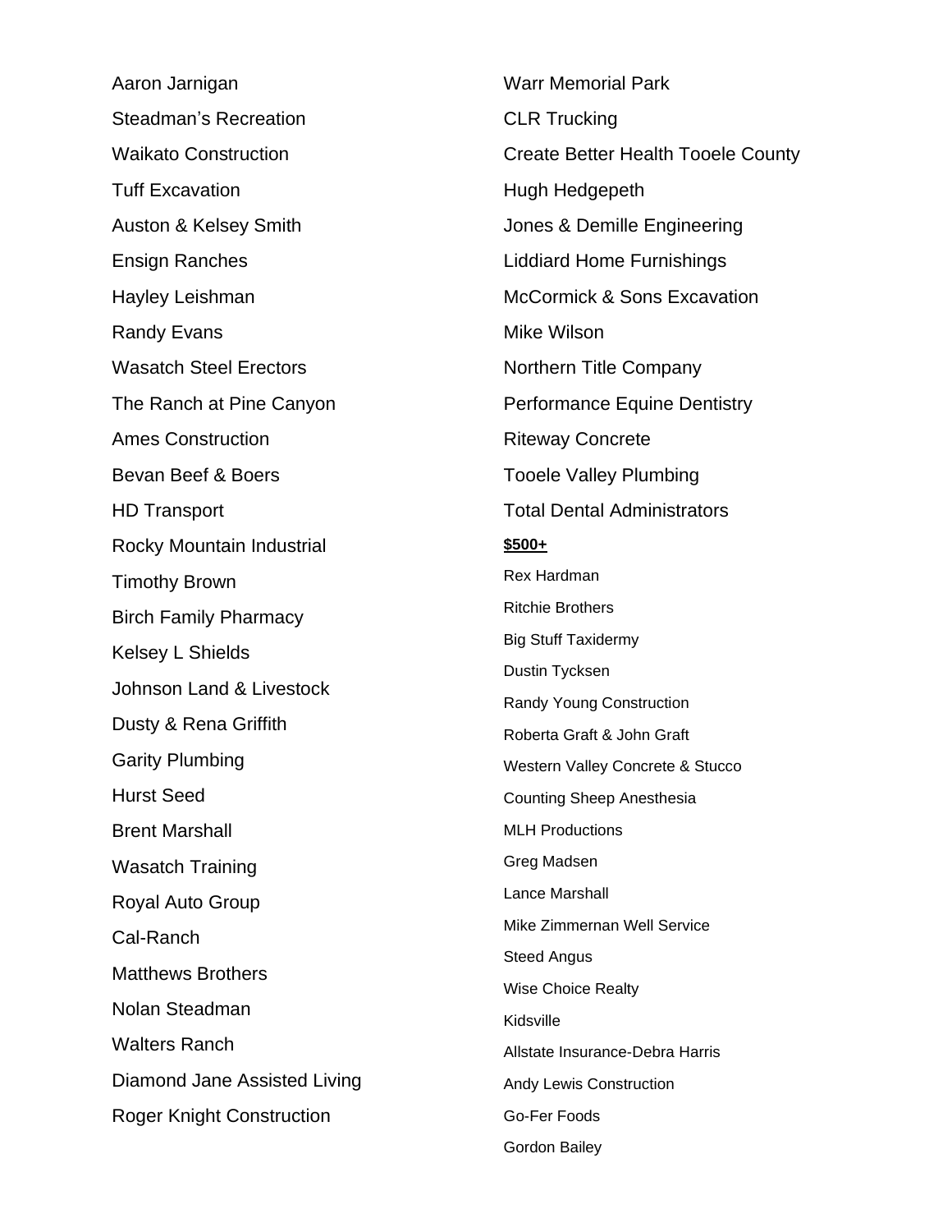Aaron Jarnigan

Steadman's Recreation

Waikato Construction

Tuff Excavation

Auston & Kelsey Smith

Ensign Ranches

Hayley Leishman

Randy Evans

Wasatch Steel Erectors

The Ranch at Pine Canyon

Ames Construction

Bevan Beef & Boers

HD Transport

Rocky Mountain Industrial

Timothy Brown

Birch Family Pharmacy

Kelsey L Shields

Johnson Land & Livestock

Dusty & Rena Griffith

Garity Plumbing

Hurst Seed

Brent Marshall

Wasatch Training

Royal Auto Group

Cal-Ranch

Matthews Brothers

Nolan Steadman

Walters Ranch

Diamond Jane Assisted Living

Roger Knight Construction

Warr Memorial Park

CLR Trucking

Create Better Health Tooele County

Hugh Hedgepeth

Jones & Demille Engineering

Liddiard Home Furnishings

McCormick & Sons Excavation

Mike Wilson

Northern Title Company

Performance Equine Dentistry

Riteway Concrete

Tooele Valley Plumbing

Total Dental Administrators

**$500+**

Rex Hardman

Ritchie Brothers

Big Stuff Taxidermy

Dustin Tycksen

Randy Young Construction

Roberta Graft & John Graft

Western Valley Concrete & Stucco

Counting Sheep Anesthesia

MLH Productions

Greg Madsen

Lance Marshall

Mike Zimmernan Well Service

Steed Angus

Wise Choice Realty

Kidsville

Allstate Insurance-Debra Harris

Andy Lewis Construction

Go-Fer Foods

Gordon Bailey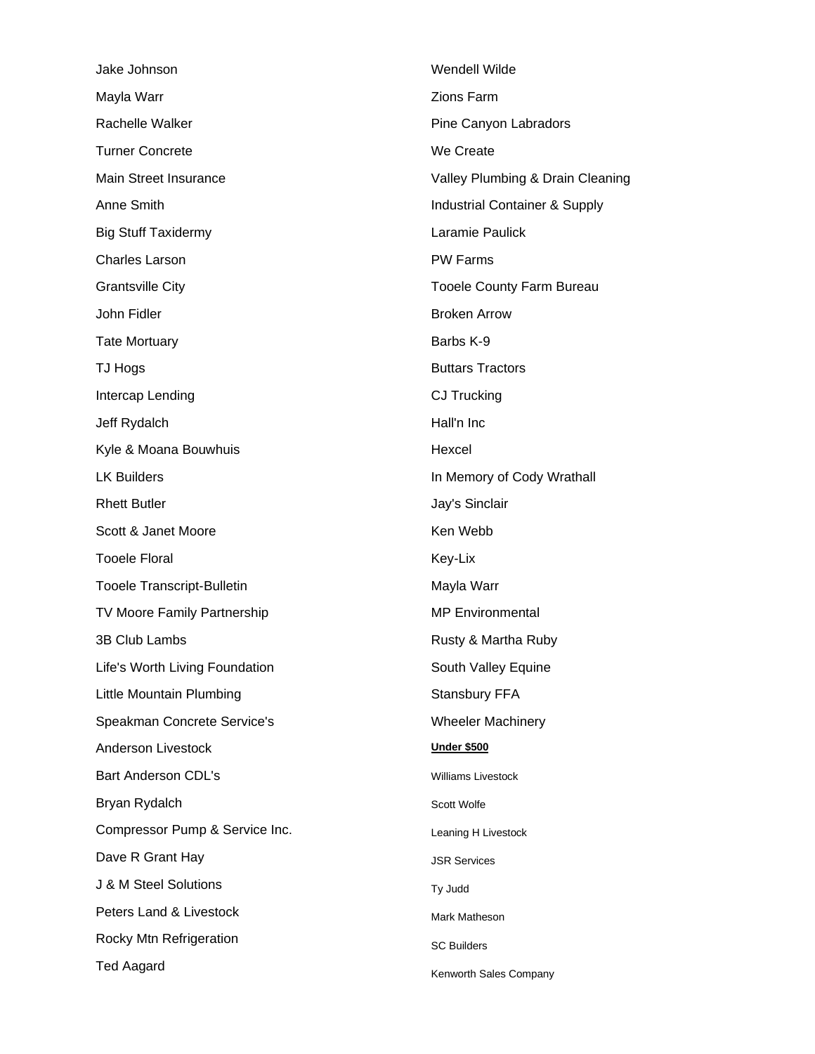Jake Johnson

Mayla Warr

Rachelle Walker

Turner Concrete

Main Street Insurance

Anne Smith

Big Stuff Taxidermy

Charles Larson

Grantsville City

John Fidler

Tate Mortuary

TJ Hogs

Intercap Lending

Jeff Rydalch

Kyle & Moana Bouwhuis

LK Builders

Rhett Butler

Scott & Janet Moore

Tooele Floral

Tooele Transcript-Bulletin

TV Moore Family Partnership

3B Club Lambs

Life's Worth Living Foundation

Little Mountain Plumbing

Speakman Concrete Service's

Anderson Livestock

Bart Anderson CDL's

Bryan Rydalch

Compressor Pump & Service Inc.

Dave R Grant Hay

J & M Steel Solutions

Peters Land & Livestock

Rocky Mtn Refrigeration

Ted Aagard

Wendell Wilde

Zions Farm

Pine Canyon Labradors

We Create

Valley Plumbing & Drain Cleaning

Industrial Container & Supply

Laramie Paulick

PW Farms

Tooele County Farm Bureau

Broken Arrow

Barbs K-9

Buttars Tractors

CJ Trucking

Hall'n Inc

Hexcel

In Memory of Cody Wrathall

Jay's Sinclair

Ken Webb

Key-Lix

Mayla Warr

MP Environmental

Rusty & Martha Ruby

South Valley Equine

Stansbury FFA

Wheeler Machinery

**Under $500**

Williams Livestock

Scott Wolfe

Leaning H Livestock

JSR Services

Ty Judd

Mark Matheson

SC Builders

Kenworth Sales Company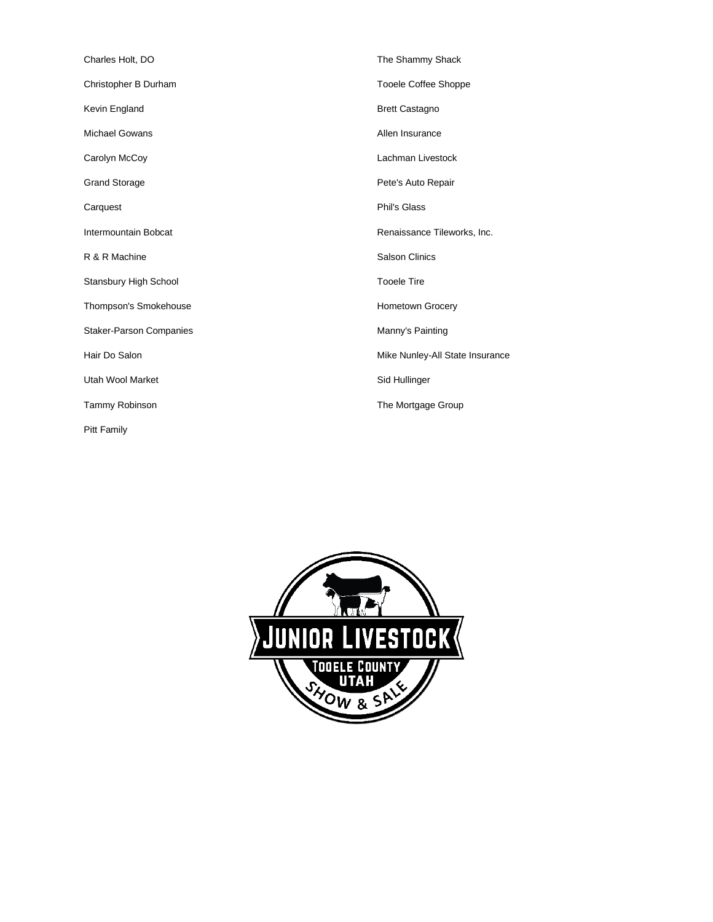Charles Holt, DO

Christopher B Durham

Kevin England

Michael Gowans

Carolyn McCoy

Grand Storage

Carquest

Intermountain Bobcat

R & R Machine

Stansbury High School

Thompson's Smokehouse

Staker-Parson Companies

Hair Do Salon

Utah Wool Market

Tammy Robinson

Pitt Family

The Shammy Shack

Tooele Coffee Shoppe

Brett Castagno

Allen Insurance

Lachman Livestock

Pete's Auto Repair

Phil's Glass

Renaissance Tileworks, Inc.

Salson Clinics

Tooele Tire

Hometown Grocery

Manny's Painting

Mike Nunley-All State Insurance

Sid Hullinger

The Mortgage Group

Junior Livestock

Tooele County Utah

Show & Sale